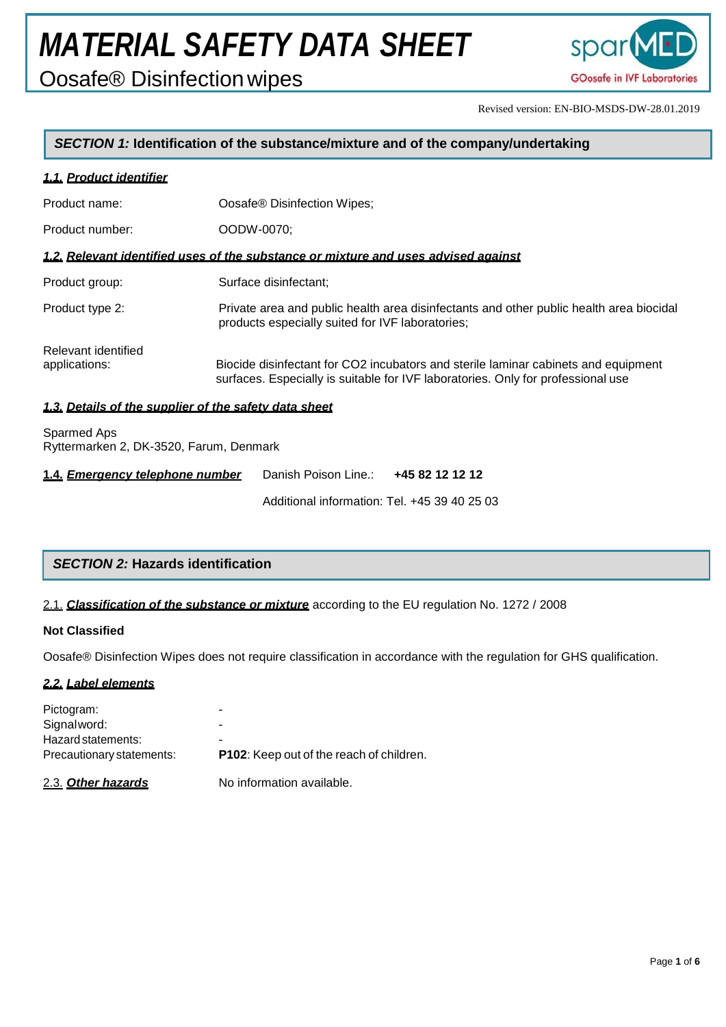# MATERIAL SAFETY DATA SHEET

Oosafe® Disinfection wipes

Revised version: EN-BIO-MSDS-DW-28.01.2019

## SECTION 1: Identification of the substance/mixture and of the company/undertaking

### 1.1. Product identifier

| | |
|---|---|
| Product name: | Oosafe® Disinfection Wipes; |
| Product number: | OODW-0070; |

### 1.2. Relevant identified uses of the substance or mixture and uses advised against

| | |
|---|---|
| Product group: | Surface disinfectant; |
| Product type 2: | Private area and public health area disinfectants and other public health area biocidal products especially suited for IVF laboratories; |
| Relevant identified applications: | Biocide disinfectant for $CO_2$ incubators and sterile laminar cabinets and equipment surfaces. Especially is suitable for IVF laboratories. Only for professional use |

### 1.3. Details of the supplier of the safety data sheet

Sparmed Aps
Ryttermarken 2, DK-3520, Farum, Denmark

### 1.4. Emergency telephone number

Danish Poison Line.: **+45 82 12 12 12**

Additional information: Tel. +45 39 40 25 03

## SECTION 2: Hazards identification

### 2.1. Classification of the substance or mixture according to the EU regulation No. 1272 / 2008

**Not Classified**

Oosafe® Disinfection Wipes does not require classification in accordance with the regulation for GHS qualification.

### 2.2. Label elements

| | |
|---|---|
| Pictogram: | - |
| Signalword: | - |
| Hazard statements: | - |
| Precautionary statements: | **P102**: Keep out of the reach of children. |

### 2.3. Other hazards

No information available.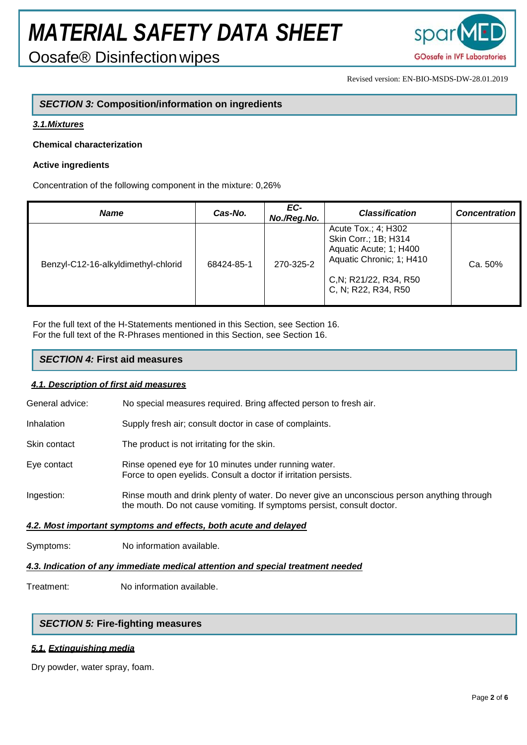# MATERIAL SAFETY DATA SHEET

Oosafe® Disinfection wipes

Revised version: EN-BIO-MSDS-DW-28.01.2019

## *SECTION 3:* Composition/information on ingredients

### *3.1.Mixtures*

**Chemical characterization**

**Active ingredients**

Concentration of the following component in the mixture: 0,26%

| *Name* | *Cas-No.* | *EC-No./Reg.No.* | *Classification* | *Concentration* |
|---|---|---|---|---|
| Benzyl-C12-16-alkyldimethyl-chlorid | 68424-85-1 | 270-325-2 | Acute Tox.; 4; H302<br>Skin Corr.; 1B; H314<br>Aquatic Acute; 1; H400<br>Aquatic Chronic; 1; H410<br><br>C,N; R21/22, R34, R50<br>C, N; R22, R34, R50 | Ca. 50% |

For the full text of the H-Statements mentioned in this Section, see Section 16.
For the full text of the R-Phrases mentioned in this Section, see Section 16.

## *SECTION 4:* First aid measures

### *4.1. Description of first aid measures*

General advice: No special measures required. Bring affected person to fresh air.

Inhalation: Supply fresh air; consult doctor in case of complaints.

Skin contact: The product is not irritating for the skin.

Eye contact: Rinse opened eye for 10 minutes under running water.
Force to open eyelids. Consult a doctor if irritation persists.

Ingestion: Rinse mouth and drink plenty of water. Do never give an unconscious person anything through the mouth. Do not cause vomiting. If symptoms persist, consult doctor.

### *4.2. Most important symptoms and effects, both acute and delayed*

Symptoms: No information available.

### *4.3. Indication of any immediate medical attention and special treatment needed*

Treatment: No information available.

## *SECTION 5:* Fire-fighting measures

### *5.1. Extinguishing media*

Dry powder, water spray, foam.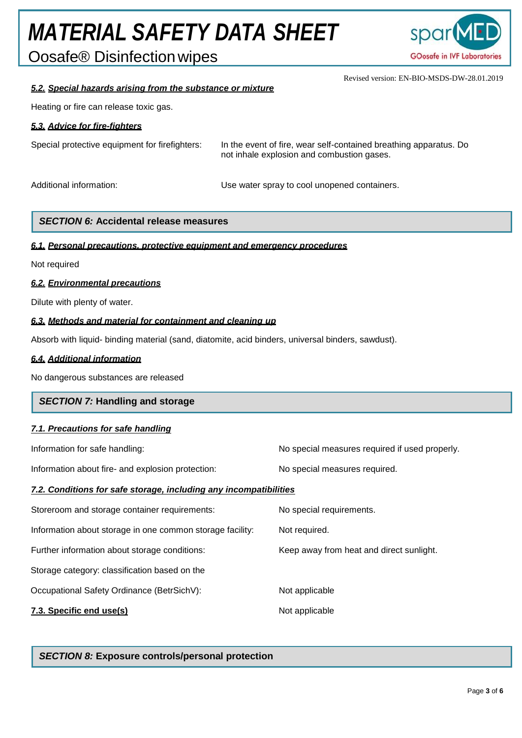#### 5.2. Special hazards arising from the substance or mixture

Heating or fire can release toxic gas.

#### 5.3. Advice for fire-fighters

| | |
|---|---|
| Special protective equipment for firefighters: | In the event of fire, wear self-contained breathing apparatus. Do not inhale explosion and combustion gases. |
| Additional information: | Use water spray to cool unopened containers. |

## SECTION 6: Accidental release measures

#### 6.1. Personal precautions, protective equipment and emergency procedures

Not required

#### 6.2. Environmental precautions

Dilute with plenty of water.

#### 6.3. Methods and material for containment and cleaning up

Absorb with liquid- binding material (sand, diatomite, acid binders, universal binders, sawdust).

#### 6.4. Additional information

No dangerous substances are released

## SECTION 7: Handling and storage

#### 7.1. Precautions for safe handling

| | |
|---|---|
| Information for safe handling: | No special measures required if used properly. |
| Information about fire- and explosion protection: | No special measures required. |

#### 7.2. Conditions for safe storage, including any incompatibilities

| | |
|---|---|
| Storeroom and storage container requirements: | No special requirements. |
| Information about storage in one common storage facility: | Not required. |
| Further information about storage conditions: | Keep away from heat and direct sunlight. |
| Storage category: classification based on the Occupational Safety Ordinance (BetrSichV): | Not applicable |
| **7.3. Specific end use(s)** | Not applicable |

## SECTION 8: Exposure controls/personal protection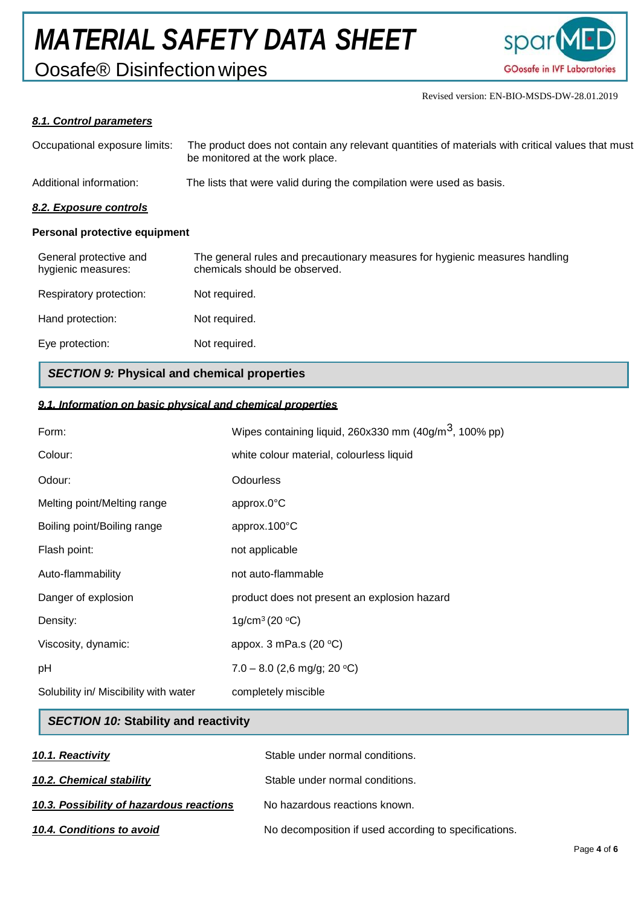#### *8.1. Control parameters*

Occupational exposure limits: The product does not contain any relevant quantities of materials with critical values that must be monitored at the work place.

Additional information: The lists that were valid during the compilation were used as basis.

#### *8.2. Exposure controls*

**Personal protective equipment**

| | |
|---|---|
| General protective and hygienic measures: | The general rules and precautionary measures for hygienic measures handling chemicals should be observed. |
| Respiratory protection: | Not required. |
| Hand protection: | Not required. |
| Eye protection: | Not required. |

## *SECTION 9:* Physical and chemical properties

#### *9.1. Information on basic physical and chemical properties*

| | |
|---|---|
| Form: | Wipes containing liquid, 260x330 mm (40g/$m^3$, 100% pp) |
| Colour: | white colour material, colourless liquid |
| Odour: | Odourless |
| Melting point/Melting range | approx.0°C |
| Boiling point/Boiling range | approx.100°C |
| Flash point: | not applicable |
| Auto-flammability | not auto-flammable |
| Danger of explosion | product does not present an explosion hazard |
| Density: | 1g/$cm^3$ (20 °C) |
| Viscosity, dynamic: | appox. 3 mPa.s (20 °C) |
| pH | 7.0 – 8.0 (2,6 mg/g; 20 °C) |
| Solubility in/ Miscibility with water | completely miscible |

## *SECTION 10:* Stability and reactivity

| | |
|---|---|
| ***10.1. Reactivity*** | Stable under normal conditions. |
| ***10.2. Chemical stability*** | Stable under normal conditions. |
| ***10.3. Possibility of hazardous reactions*** | No hazardous reactions known. |
| ***10.4. Conditions to avoid*** | No decomposition if used according to specifications. |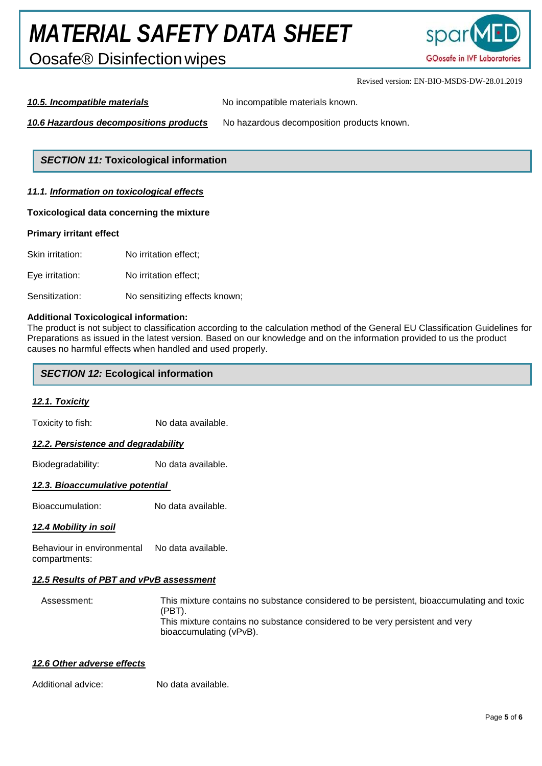**10.5. Incompatible materials** No incompatible materials known.

**10.6 Hazardous decompositions products** No hazardous decomposition products known.

## *SECTION 11:* Toxicological information

### *11.1. Information on toxicological effects*

**Toxicological data concerning the mixture**

**Primary irritant effect**

Skin irritation: No irritation effect;

Eye irritation: No irritation effect;

Sensitization: No sensitizing effects known;

**Additional Toxicological information:**
The product is not subject to classification according to the calculation method of the General EU Classification Guidelines for Preparations as issued in the latest version. Based on our knowledge and on the information provided to us the product causes no harmful effects when handled and used properly.

## *SECTION 12:* Ecological information

### *12.1. Toxicity*

Toxicity to fish: No data available.

### *12.2. Persistence and degradability*

Biodegradability: No data available.

### *12.3. Bioaccumulative potential*

Bioaccumulation: No data available.

### *12.4 Mobility in soil*

Behaviour in environmental compartments: No data available.

### *12.5 Results of PBT and vPvB assessment*

Assessment: This mixture contains no substance considered to be persistent, bioaccumulating and toxic (PBT).
This mixture contains no substance considered to be very persistent and very bioaccumulating (vPvB).

### *12.6 Other adverse effects*

Additional advice: No data available.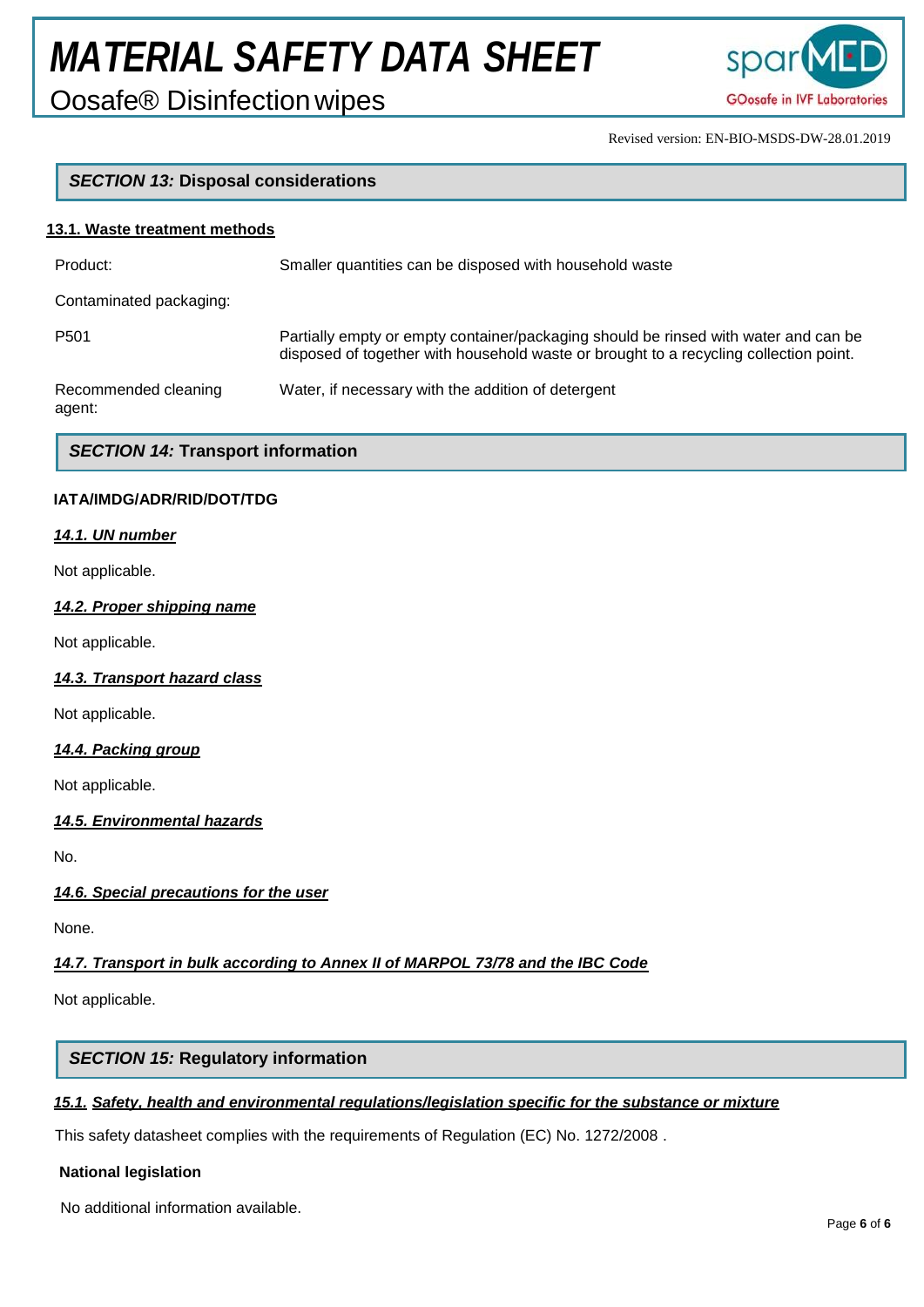## *SECTION 13:* Disposal considerations

### 13.1. Waste treatment methods

| | |
|---|---|
| Product: | Smaller quantities can be disposed with household waste |
| Contaminated packaging: | |
| P501 | Partially empty or empty container/packaging should be rinsed with water and can be disposed of together with household waste or brought to a recycling collection point. |
| Recommended cleaning agent: | Water, if necessary with the addition of detergent |

## *SECTION 14:* Transport information

**IATA/IMDG/ADR/RID/DOT/TDG**

***14.1. UN number***

Not applicable.

***14.2. Proper shipping name***

Not applicable.

***14.3. Transport hazard class***

Not applicable.

***14.4. Packing group***

Not applicable.

***14.5. Environmental hazards***

No.

***14.6. Special precautions for the user***

None.

***14.7. Transport in bulk according to Annex II of MARPOL 73/78 and the IBC Code***

Not applicable.

## *SECTION 15:* Regulatory information

***15.1. Safety, health and environmental regulations/legislation specific for the substance or mixture***

This safety datasheet complies with the requirements of Regulation (EC) No. 1272/2008 .

**National legislation**

No additional information available.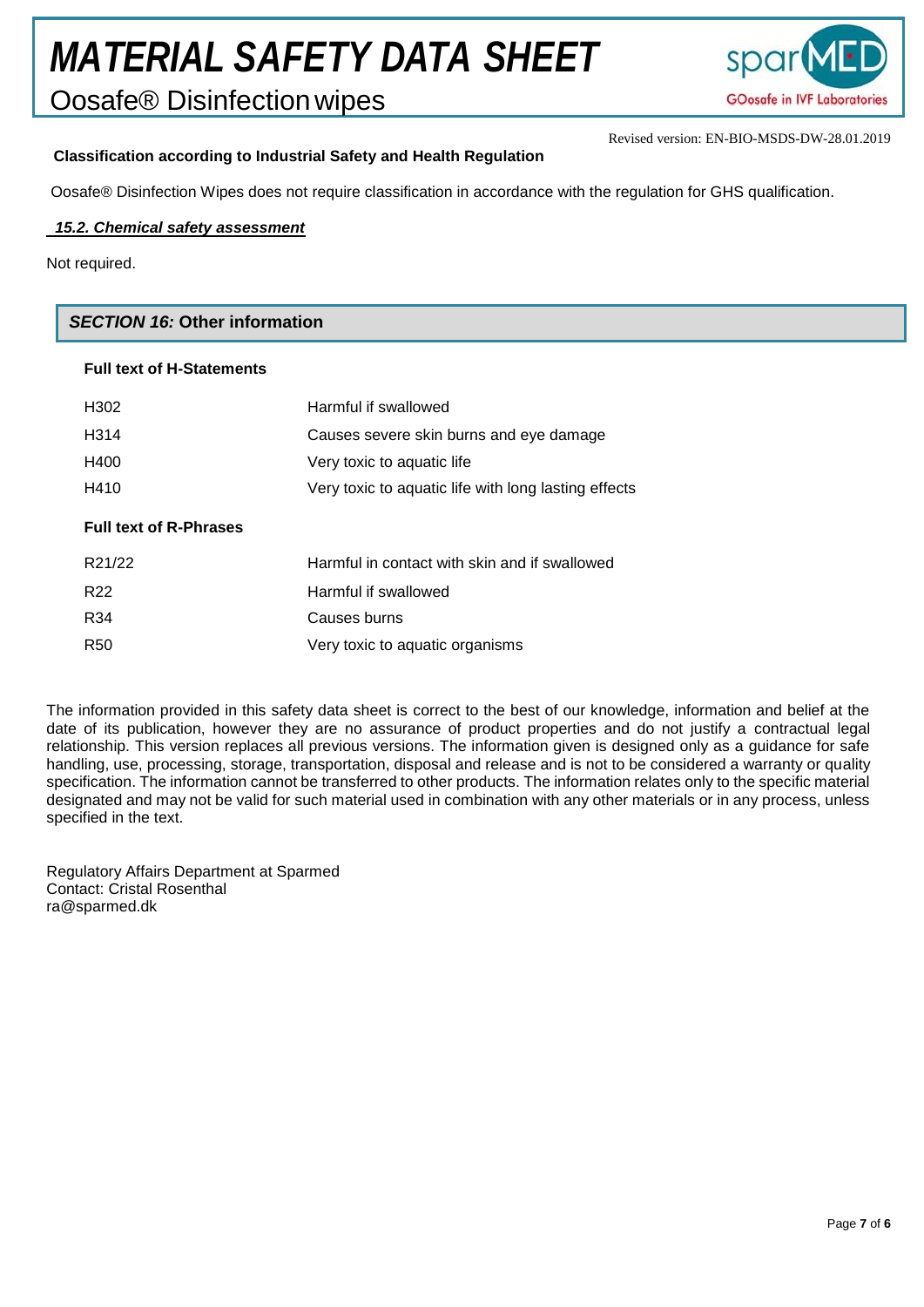Revised version: EN-BIO-MSDS-DW-28.01.2019

**Classification according to Industrial Safety and Health Regulation**

Oosafe® Disinfection Wipes does not require classification in accordance with the regulation for GHS qualification.

***15.2. Chemical safety assessment***

Not required.

## *SECTION 16:* Other information

**Full text of H-Statements**

| | |
|---|---|
| H302 | Harmful if swallowed |
| H314 | Causes severe skin burns and eye damage |
| H400 | Very toxic to aquatic life |
| H410 | Very toxic to aquatic life with long lasting effects |

**Full text of R-Phrases**

| | |
|---|---|
| R21/22 | Harmful in contact with skin and if swallowed |
| R22 | Harmful if swallowed |
| R34 | Causes burns |
| R50 | Very toxic to aquatic organisms |

The information provided in this safety data sheet is correct to the best of our knowledge, information and belief at the date of its publication, however they are no assurance of product properties and do not justify a contractual legal relationship. This version replaces all previous versions. The information given is designed only as a guidance for safe handling, use, processing, storage, transportation, disposal and release and is not to be considered a warranty or quality specification. The information cannot be transferred to other products. The information relates only to the specific material designated and may not be valid for such material used in combination with any other materials or in any process, unless specified in the text.

Regulatory Affairs Department at Sparmed
Contact: Cristal Rosenthal
ra@sparmed.dk